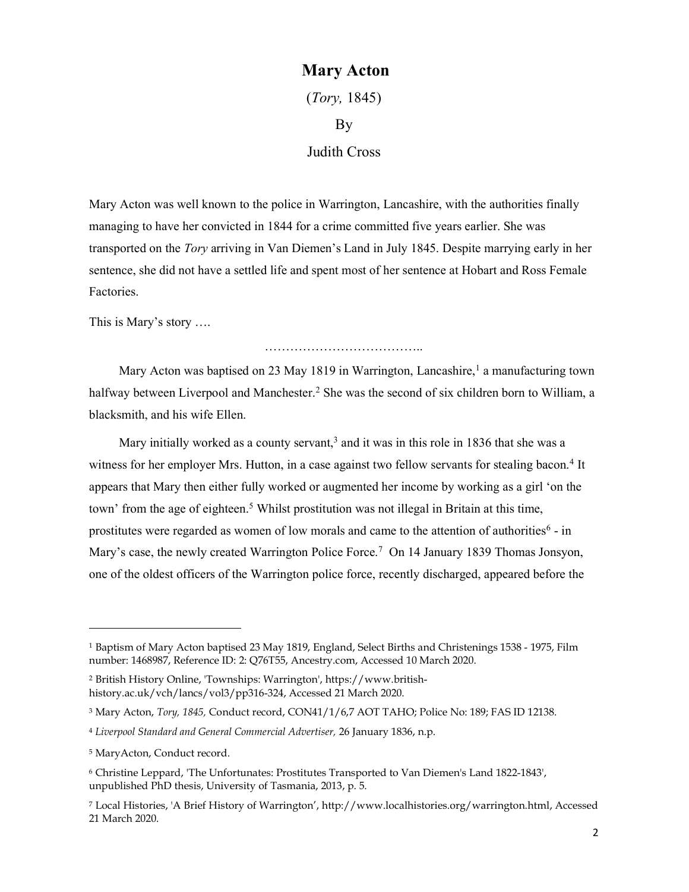# Mary Acton

(*Tory,* 1845)

By

Judith Cross

Mary Acton was well known to the police in Warrington, Lancashire, with the authorities finally managing to have her convicted in 1844 for a crime committed five years earlier. She was transported on the *Tory* arriving in Van Diemen's Land in July 1845. Despite marrying early in her sentence, she did not have a settled life and spent most of her sentence at Hobart and Ross Female Factories.

This is Mary's story ….

………………………………..

Mary Acton was baptised on 23 May 1819 in Warrington, Lancashire,[1] a manufacturing town halfway between Liverpool and Manchester.[2] She was the second of six children born to William, a blacksmith, and his wife Ellen.

Mary initially worked as a county servant,[3] and it was in this role in 1836 that she was a witness for her employer Mrs. Hutton, in a case against two fellow servants for stealing bacon.[4] It appears that Mary then either fully worked or augmented her income by working as a girl 'on the town' from the age of eighteen.[5] Whilst prostitution was not illegal in Britain at this time, prostitutes were regarded as women of low morals and came to the attention of authorities[6] - in Mary's case, the newly created Warrington Police Force.[7] On 14 January 1839 Thomas Jonsyon, one of the oldest officers of the Warrington police force, recently discharged, appeared before the

---

[1] Baptism of Mary Acton baptised 23 May 1819, England, Select Births and Christenings 1538 - 1975, Film number: 1468987, Reference ID: 2: Q76T55, Ancestry.com, Accessed 10 March 2020.

[2] British History Online, 'Townships: Warrington', https://www.british-history.ac.uk/vch/lancs/vol3/pp316-324, Accessed 21 March 2020.

[3] Mary Acton, *Tory, 1845,* Conduct record, CON41/1/6,7 AOT TAHO; Police No: 189; FAS ID 12138.

[4] *Liverpool Standard and General Commercial Advertiser,* 26 January 1836, n.p.

[5] MaryActon, Conduct record.

[6] Christine Leppard, 'The Unfortunates: Prostitutes Transported to Van Diemen's Land 1822-1843', unpublished PhD thesis, University of Tasmania, 2013, p. 5.

[7] Local Histories, 'A Brief History of Warrington', http://www.localhistories.org/warrington.html, Accessed 21 March 2020.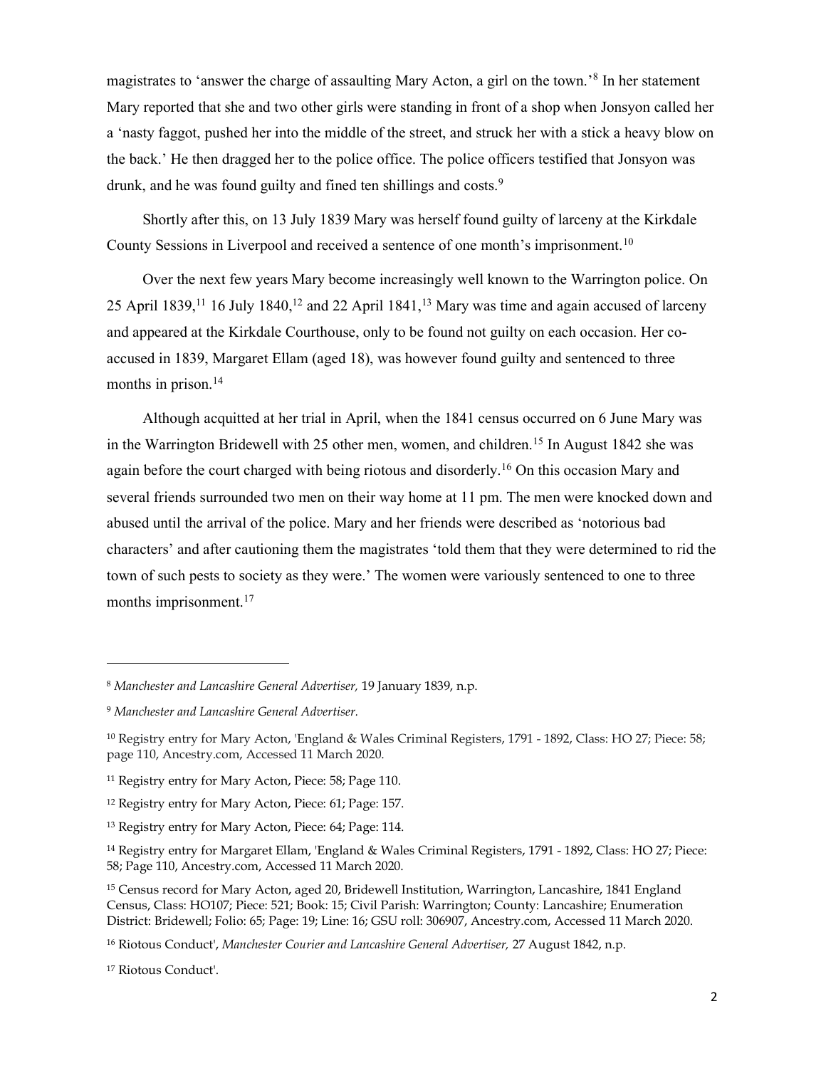magistrates to 'answer the charge of assaulting Mary Acton, a girl on the town.'[8] In her statement Mary reported that she and two other girls were standing in front of a shop when Jonsyon called her a 'nasty faggot, pushed her into the middle of the street, and struck her with a stick a heavy blow on the back.' He then dragged her to the police office. The police officers testified that Jonsyon was drunk, and he was found guilty and fined ten shillings and costs.[9]

Shortly after this, on 13 July 1839 Mary was herself found guilty of larceny at the Kirkdale County Sessions in Liverpool and received a sentence of one month's imprisonment.[10]

Over the next few years Mary become increasingly well known to the Warrington police. On 25 April 1839,[11] 16 July 1840,[12] and 22 April 1841,[13] Mary was time and again accused of larceny and appeared at the Kirkdale Courthouse, only to be found not guilty on each occasion. Her co-accused in 1839, Margaret Ellam (aged 18), was however found guilty and sentenced to three months in prison.[14]

Although acquitted at her trial in April, when the 1841 census occurred on 6 June Mary was in the Warrington Bridewell with 25 other men, women, and children.[15] In August 1842 she was again before the court charged with being riotous and disorderly.[16] On this occasion Mary and several friends surrounded two men on their way home at 11 pm. The men were knocked down and abused until the arrival of the police. Mary and her friends were described as 'notorious bad characters' and after cautioning them the magistrates 'told them that they were determined to rid the town of such pests to society as they were.' The women were variously sentenced to one to three months imprisonment.[17]

---

[8] *Manchester and Lancashire General Advertiser,* 19 January 1839, n.p.

[9] *Manchester and Lancashire General Advertiser.*

[10] Registry entry for Mary Acton, 'England & Wales Criminal Registers, 1791 - 1892, Class: HO 27; Piece: 58; page 110, Ancestry.com, Accessed 11 March 2020.

[11] Registry entry for Mary Acton, Piece: 58; Page 110.

[12] Registry entry for Mary Acton, Piece: 61; Page: 157.

[13] Registry entry for Mary Acton, Piece: 64; Page: 114.

[14] Registry entry for Margaret Ellam, 'England & Wales Criminal Registers, 1791 - 1892, Class: HO 27; Piece: 58; Page 110, Ancestry.com, Accessed 11 March 2020.

[15] Census record for Mary Acton, aged 20, Bridewell Institution, Warrington, Lancashire, 1841 England Census, Class: HO107; Piece: 521; Book: 15; Civil Parish: Warrington; County: Lancashire; Enumeration District: Bridewell; Folio: 65; Page: 19; Line: 16; GSU roll: 306907, Ancestry.com, Accessed 11 March 2020.

[16] Riotous Conduct', *Manchester Courier and Lancashire General Advertiser,* 27 August 1842, n.p.

[17] Riotous Conduct'.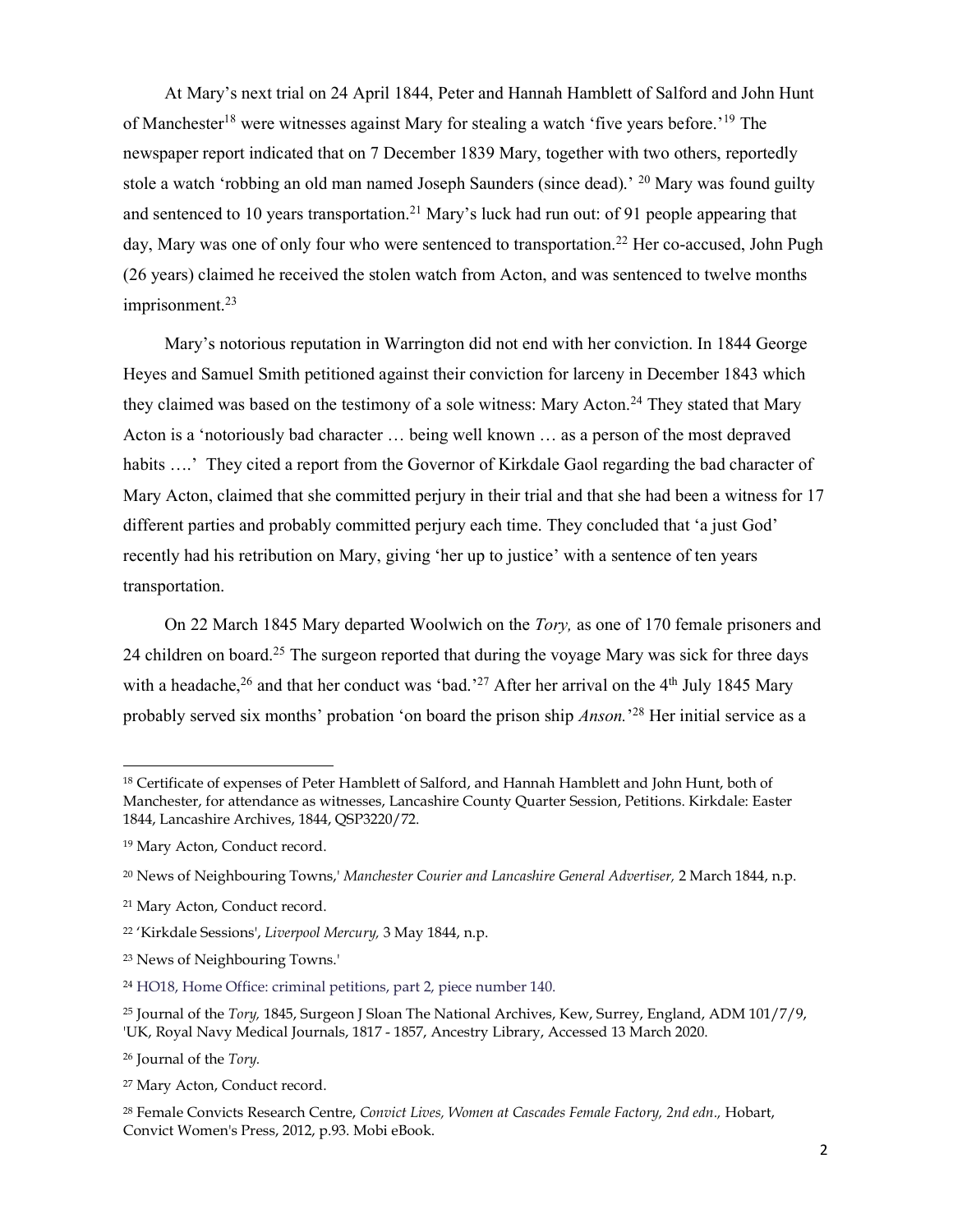At Mary's next trial on 24 April 1844, Peter and Hannah Hamblett of Salford and John Hunt of Manchester[18] were witnesses against Mary for stealing a watch 'five years before.'[19] The newspaper report indicated that on 7 December 1839 Mary, together with two others, reportedly stole a watch 'robbing an old man named Joseph Saunders (since dead).' [20] Mary was found guilty and sentenced to 10 years transportation.[21] Mary's luck had run out: of 91 people appearing that day, Mary was one of only four who were sentenced to transportation.[22] Her co-accused, John Pugh (26 years) claimed he received the stolen watch from Acton, and was sentenced to twelve months imprisonment.[23]

Mary's notorious reputation in Warrington did not end with her conviction. In 1844 George Heyes and Samuel Smith petitioned against their conviction for larceny in December 1843 which they claimed was based on the testimony of a sole witness: Mary Acton.[24] They stated that Mary Acton is a 'notoriously bad character … being well known … as a person of the most depraved habits ….' They cited a report from the Governor of Kirkdale Gaol regarding the bad character of Mary Acton, claimed that she committed perjury in their trial and that she had been a witness for 17 different parties and probably committed perjury each time. They concluded that 'a just God' recently had his retribution on Mary, giving 'her up to justice' with a sentence of ten years transportation.

On 22 March 1845 Mary departed Woolwich on the *Tory,* as one of 170 female prisoners and 24 children on board.[25] The surgeon reported that during the voyage Mary was sick for three days with a headache,[26] and that her conduct was 'bad.'[27] After her arrival on the 4th July 1845 Mary probably served six months' probation 'on board the prison ship *Anson.*'[28] Her initial service as a

---

[18] Certificate of expenses of Peter Hamblett of Salford, and Hannah Hamblett and John Hunt, both of Manchester, for attendance as witnesses, Lancashire County Quarter Session, Petitions. Kirkdale: Easter 1844, Lancashire Archives, 1844, QSP3220/72.

[19] Mary Acton, Conduct record.

[20] News of Neighbouring Towns,' *Manchester Courier and Lancashire General Advertiser,* 2 March 1844, n.p.

[21] Mary Acton, Conduct record.

[22] 'Kirkdale Sessions', *Liverpool Mercury,* 3 May 1844, n.p.

[23] News of Neighbouring Towns.'

[24] HO18, Home Office: criminal petitions, part 2, piece number 140.

[25] Journal of the *Tory,* 1845, Surgeon J Sloan The National Archives, Kew, Surrey, England, ADM 101/7/9, 'UK, Royal Navy Medical Journals, 1817 - 1857, Ancestry Library, Accessed 13 March 2020.

[26] Journal of the *Tory.*

[27] Mary Acton, Conduct record.

[28] Female Convicts Research Centre, *Convict Lives, Women at Cascades Female Factory, 2nd edn.,* Hobart, Convict Women's Press, 2012, p.93. Mobi eBook.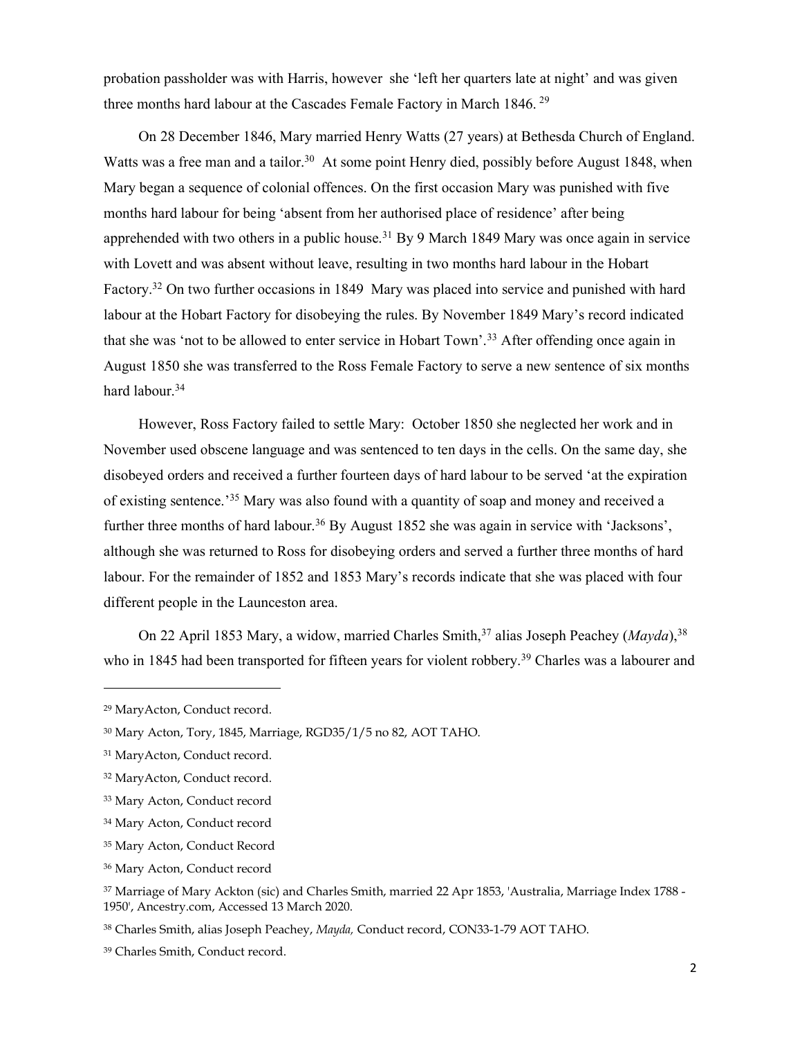probation passholder was with Harris, however she 'left her quarters late at night' and was given three months hard labour at the Cascades Female Factory in March 1846.[29]

On 28 December 1846, Mary married Henry Watts (27 years) at Bethesda Church of England. Watts was a free man and a tailor.[30] At some point Henry died, possibly before August 1848, when Mary began a sequence of colonial offences. On the first occasion Mary was punished with five months hard labour for being 'absent from her authorised place of residence' after being apprehended with two others in a public house.[31] By 9 March 1849 Mary was once again in service with Lovett and was absent without leave, resulting in two months hard labour in the Hobart Factory.[32] On two further occasions in 1849 Mary was placed into service and punished with hard labour at the Hobart Factory for disobeying the rules. By November 1849 Mary's record indicated that she was 'not to be allowed to enter service in Hobart Town'.[33] After offending once again in August 1850 she was transferred to the Ross Female Factory to serve a new sentence of six months hard labour.[34]

However, Ross Factory failed to settle Mary: October 1850 she neglected her work and in November used obscene language and was sentenced to ten days in the cells. On the same day, she disobeyed orders and received a further fourteen days of hard labour to be served 'at the expiration of existing sentence.'[35] Mary was also found with a quantity of soap and money and received a further three months of hard labour.[36] By August 1852 she was again in service with 'Jacksons', although she was returned to Ross for disobeying orders and served a further three months of hard labour. For the remainder of 1852 and 1853 Mary's records indicate that she was placed with four different people in the Launceston area.

On 22 April 1853 Mary, a widow, married Charles Smith,[37] alias Joseph Peachey (*Mayda*),[38] who in 1845 had been transported for fifteen years for violent robbery.[39] Charles was a labourer and

---

[29] MaryActon, Conduct record.

[30] Mary Acton, Tory, 1845, Marriage, RGD35/1/5 no 82, AOT TAHO.

[31] MaryActon, Conduct record.

[32] MaryActon, Conduct record.

[33] Mary Acton, Conduct record

[34] Mary Acton, Conduct record

[35] Mary Acton, Conduct Record

[36] Mary Acton, Conduct record

[37] Marriage of Mary Ackton (sic) and Charles Smith, married 22 Apr 1853, 'Australia, Marriage Index 1788 - 1950', Ancestry.com, Accessed 13 March 2020.

[38] Charles Smith, alias Joseph Peachey, *Mayda,* Conduct record, CON33-1-79 AOT TAHO.

[39] Charles Smith, Conduct record.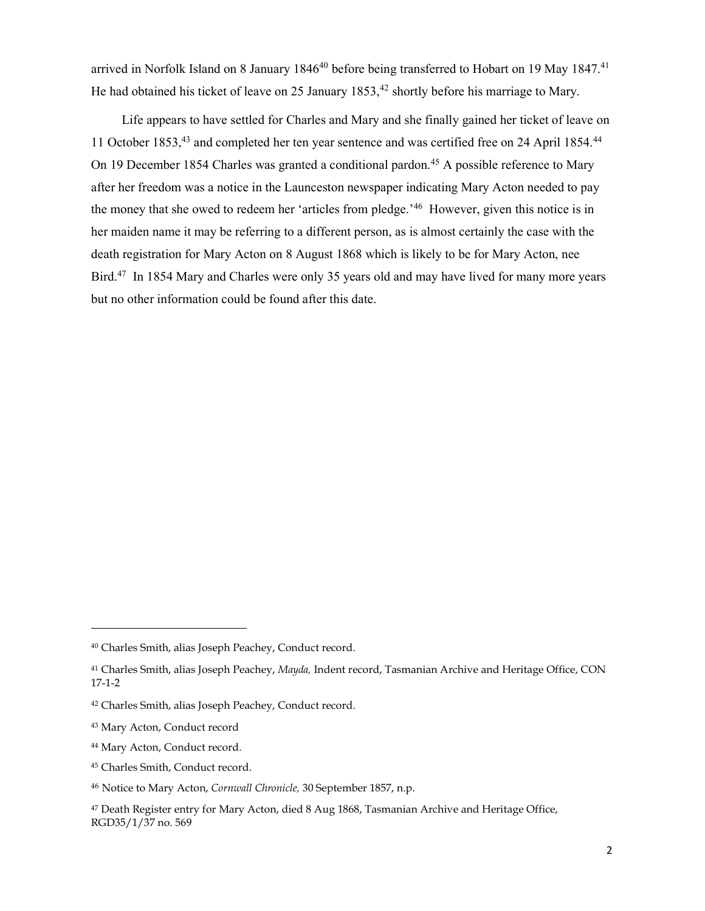arrived in Norfolk Island on 8 January 1846[40] before being transferred to Hobart on 19 May 1847.[41] He had obtained his ticket of leave on 25 January 1853,[42] shortly before his marriage to Mary.

Life appears to have settled for Charles and Mary and she finally gained her ticket of leave on 11 October 1853,[43] and completed her ten year sentence and was certified free on 24 April 1854.[44] On 19 December 1854 Charles was granted a conditional pardon.[45] A possible reference to Mary after her freedom was a notice in the Launceston newspaper indicating Mary Acton needed to pay the money that she owed to redeem her 'articles from pledge.'[46] However, given this notice is in her maiden name it may be referring to a different person, as is almost certainly the case with the death registration for Mary Acton on 8 August 1868 which is likely to be for Mary Acton, nee Bird.[47] In 1854 Mary and Charles were only 35 years old and may have lived for many more years but no other information could be found after this date.

---

[40] Charles Smith, alias Joseph Peachey, Conduct record.

[41] Charles Smith, alias Joseph Peachey, *Mayda,* Indent record, Tasmanian Archive and Heritage Office, CON 17-1-2

[42] Charles Smith, alias Joseph Peachey, Conduct record.

[43] Mary Acton, Conduct record

[44] Mary Acton, Conduct record.

[45] Charles Smith, Conduct record.

[46] Notice to Mary Acton, *Cornwall Chronicle,* 30 September 1857, n.p.

[47] Death Register entry for Mary Acton, died 8 Aug 1868, Tasmanian Archive and Heritage Office, RGD35/1/37 no. 569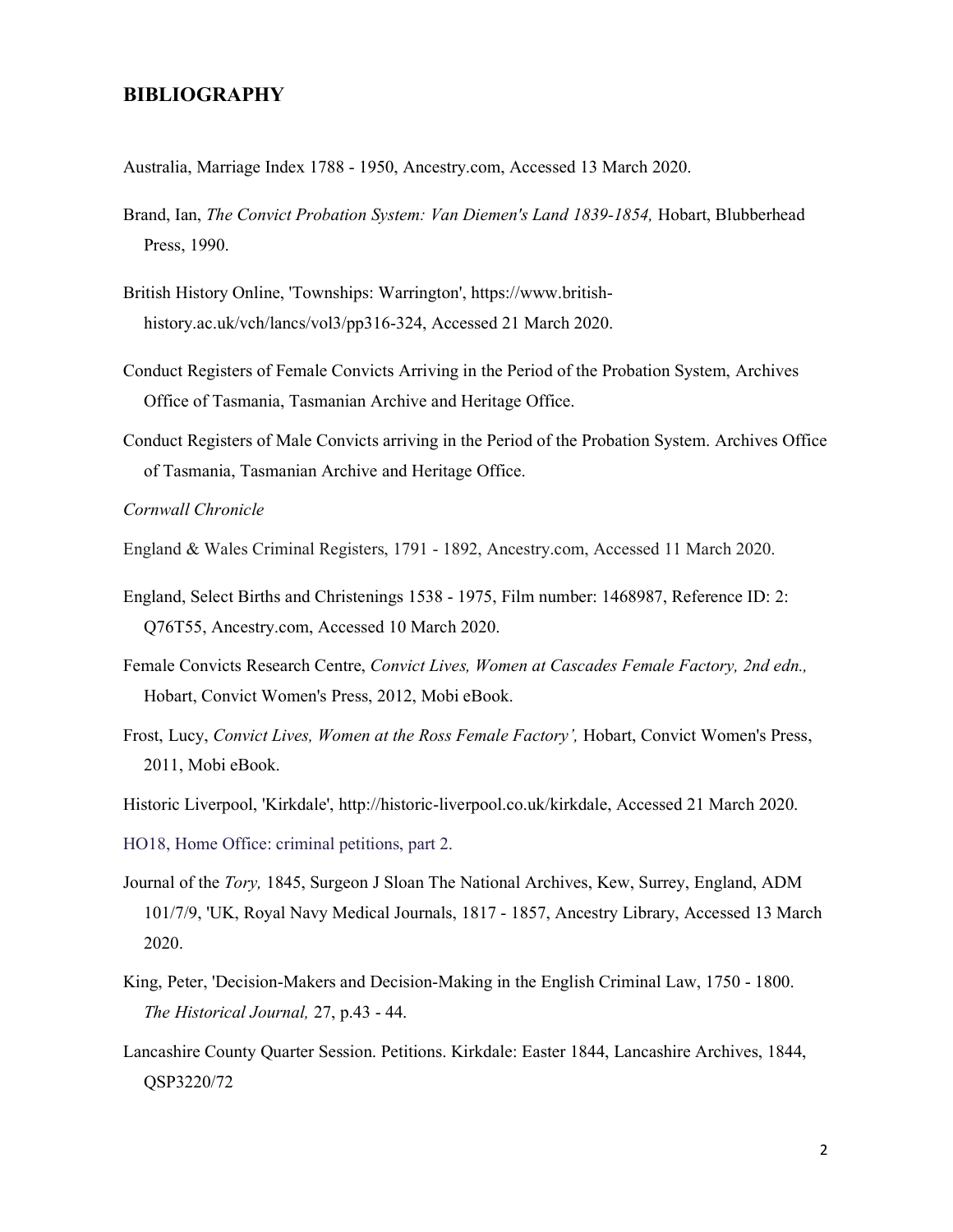## BIBLIOGRAPHY

Australia, Marriage Index 1788 - 1950, Ancestry.com, Accessed 13 March 2020.

Brand, Ian, *The Convict Probation System: Van Diemen's Land 1839-1854,* Hobart, Blubberhead Press, 1990.

British History Online, 'Townships: Warrington', https://www.british-history.ac.uk/vch/lancs/vol3/pp316-324, Accessed 21 March 2020.

Conduct Registers of Female Convicts Arriving in the Period of the Probation System, Archives Office of Tasmania, Tasmanian Archive and Heritage Office.

Conduct Registers of Male Convicts arriving in the Period of the Probation System. Archives Office of Tasmania, Tasmanian Archive and Heritage Office.

*Cornwall Chronicle*

England & Wales Criminal Registers, 1791 - 1892, Ancestry.com, Accessed 11 March 2020.

England, Select Births and Christenings 1538 - 1975, Film number: 1468987, Reference ID: 2: Q76T55, Ancestry.com, Accessed 10 March 2020.

Female Convicts Research Centre, *Convict Lives, Women at Cascades Female Factory, 2nd edn.,* Hobart, Convict Women's Press, 2012, Mobi eBook.

Frost, Lucy, *Convict Lives, Women at the Ross Female Factory',* Hobart, Convict Women's Press, 2011, Mobi eBook.

Historic Liverpool, 'Kirkdale', http://historic-liverpool.co.uk/kirkdale, Accessed 21 March 2020.

HO18, Home Office: criminal petitions, part 2.

Journal of the *Tory,* 1845, Surgeon J Sloan The National Archives, Kew, Surrey, England, ADM 101/7/9, 'UK, Royal Navy Medical Journals, 1817 - 1857, Ancestry Library, Accessed 13 March 2020.

King, Peter, 'Decision-Makers and Decision-Making in the English Criminal Law, 1750 - 1800. *The Historical Journal,* 27, p.43 - 44.

Lancashire County Quarter Session. Petitions. Kirkdale: Easter 1844, Lancashire Archives, 1844, QSP3220/72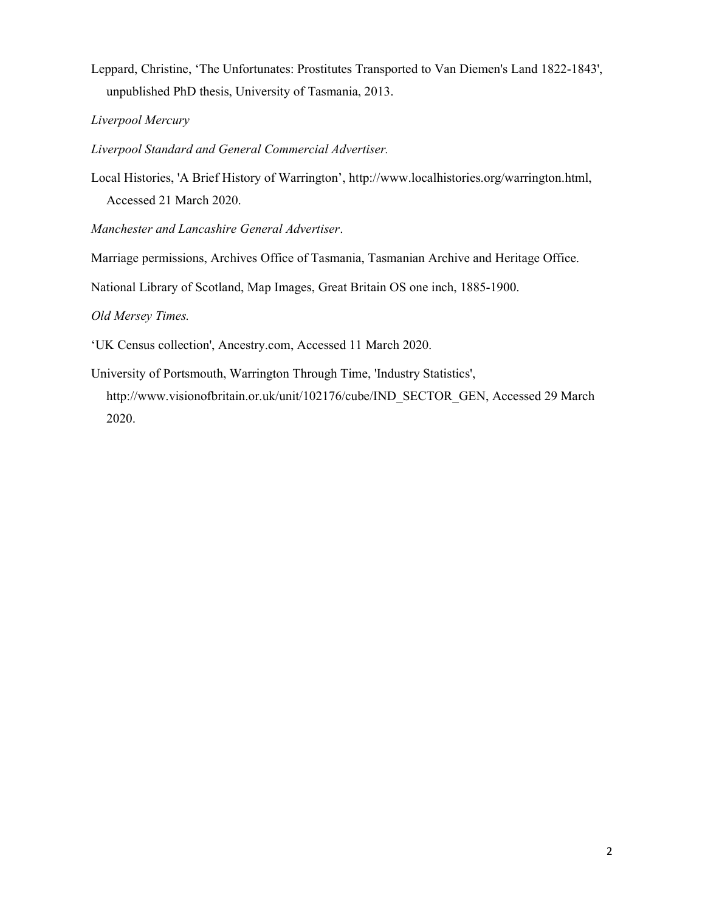Leppard, Christine, 'The Unfortunates: Prostitutes Transported to Van Diemen's Land 1822-1843', unpublished PhD thesis, University of Tasmania, 2013.

*Liverpool Mercury*

*Liverpool Standard and General Commercial Advertiser.*

Local Histories, 'A Brief History of Warrington', http://www.localhistories.org/warrington.html, Accessed 21 March 2020.

*Manchester and Lancashire General Advertiser*.

Marriage permissions, Archives Office of Tasmania, Tasmanian Archive and Heritage Office.

National Library of Scotland, Map Images, Great Britain OS one inch, 1885-1900.

*Old Mersey Times.*

'UK Census collection', Ancestry.com, Accessed 11 March 2020.

University of Portsmouth, Warrington Through Time, 'Industry Statistics', http://www.visionofbritain.or.uk/unit/102176/cube/IND_SECTOR_GEN, Accessed 29 March 2020.